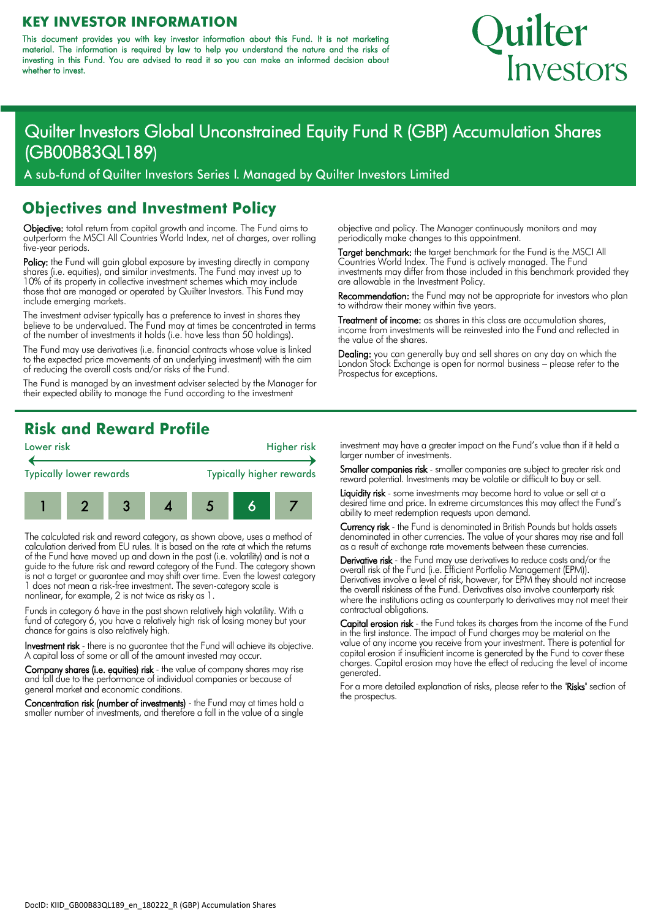# KEY INVESTOR INFORMATION

This document provides you with key investor information about this Fund. It is not marketing material. The information is required by law to help you understand the nature and the risks of investing in this Fund. You are advised to read it so you can make an informed decision about whether to invest.

Quilter Investors

## Quilter Investors Global Unconstrained Equity Fund R (GBP) Accumulation Shares (GB00B83QL189)

A sub-fund of Quilter Investors Series I. Managed by Quilter Investors Limited

## Objectives and Investment Policy

**Objective:** total return from capital growth and income. The Fund aims to outperform the MSCI All Countries World Index, net of charges, over rolling five-year periods.

**Policy:** the Fund will gain global exposure by investing directly in company shares (i.e. equities), and similar investments. The Fund may invest up to 10% of its property in collective investment schemes which may include those that are managed or operated by Quilter Investors. This Fund may include emerging markets.

The investment adviser typically has a preference to invest in shares they believe to be undervalued. The Fund may at times be concentrated in terms of the number of investments it holds (i.e. have less than 50 holdings).

The Fund may use derivatives (i.e. financial contracts whose value is linked to the expected price movements of an underlying investment) with the aim of reducing the overall costs and/or risks of the Fund.

The Fund is managed by an investment adviser selected by the Manager for their expected ability to manage the Fund according to the investment objective and policy. The Manager continuously monitors and may periodically make changes to this appointment.

**Target benchmark:** the target benchmark for the Fund is the MSCI All Countries World Index. The Fund is actively managed. The Fund investments may differ from those included in this benchmark provided they are allowable in the Investment Policy.

**Recommendation:** the Fund may not be appropriate for investors who plan to withdraw their money within five years.

**Treatment of income:** as shares in this class are accumulation shares, income from investments will be reinvested into the Fund and reflected in the value of the shares.

**Dealing:** you can generally buy and sell shares on any day on which the London Stock Exchange is open for normal business – please refer to the Prospectus for exceptions.

## Risk and Reward Profile

Lower risk ← → Higher risk

Typically lower rewards — Typically higher rewards

| 1 | 2 | 3 | 4 | 5 | **6** | 7 |
|---|---|---|---|---|---|---|

The calculated risk and reward category, as shown above, uses a method of calculation derived from EU rules. It is based on the rate at which the returns of the Fund have moved up and down in the past (i.e. volatility) and is not a guide to the future risk and reward category of the Fund. The category shown is not a target or guarantee and may shift over time. Even the lowest category 1 does not mean a risk-free investment. The seven-category scale is nonlinear, for example, 2 is not twice as risky as 1.

Funds in category 6 have in the past shown relatively high volatility. With a fund of category 6, you have a relatively high risk of losing money but your chance for gains is also relatively high.

**Investment risk** - there is no guarantee that the Fund will achieve its objective. A capital loss of some or all of the amount invested may occur.

**Company shares (i.e. equities) risk** - the value of company shares may rise and fall due to the performance of individual companies or because of general market and economic conditions.

**Concentration risk (number of investments)** - the Fund may at times hold a smaller number of investments, and therefore a fall in the value of a single investment may have a greater impact on the Fund's value than if it held a larger number of investments.

**Smaller companies risk** - smaller companies are subject to greater risk and reward potential. Investments may be volatile or difficult to buy or sell.

**Liquidity risk** - some investments may become hard to value or sell at a desired time and price. In extreme circumstances this may affect the Fund's ability to meet redemption requests upon demand.

**Currency risk** - the Fund is denominated in British Pounds but holds assets denominated in other currencies. The value of your shares may rise and fall as a result of exchange rate movements between these currencies.

**Derivative risk** - the Fund may use derivatives to reduce costs and/or the overall risk of the Fund (i.e. Efficient Portfolio Management (EPM)). Derivatives involve a level of risk, however, for EPM they should not increase the overall riskiness of the Fund. Derivatives also involve counterparty risk where the institutions acting as counterparty to derivatives may not meet their contractual obligations.

**Capital erosion risk** - the Fund takes its charges from the income of the Fund in the first instance. The impact of Fund charges may be material on the value of any income you receive from your investment. There is potential for capital erosion if insufficient income is generated by the Fund to cover these charges. Capital erosion may have the effect of reducing the level of income generated.

For a more detailed explanation of risks, please refer to the "**Risks**" section of the prospectus.

DocID: KIID_GB00B83QL189_en_180222_R (GBP) Accumulation Shares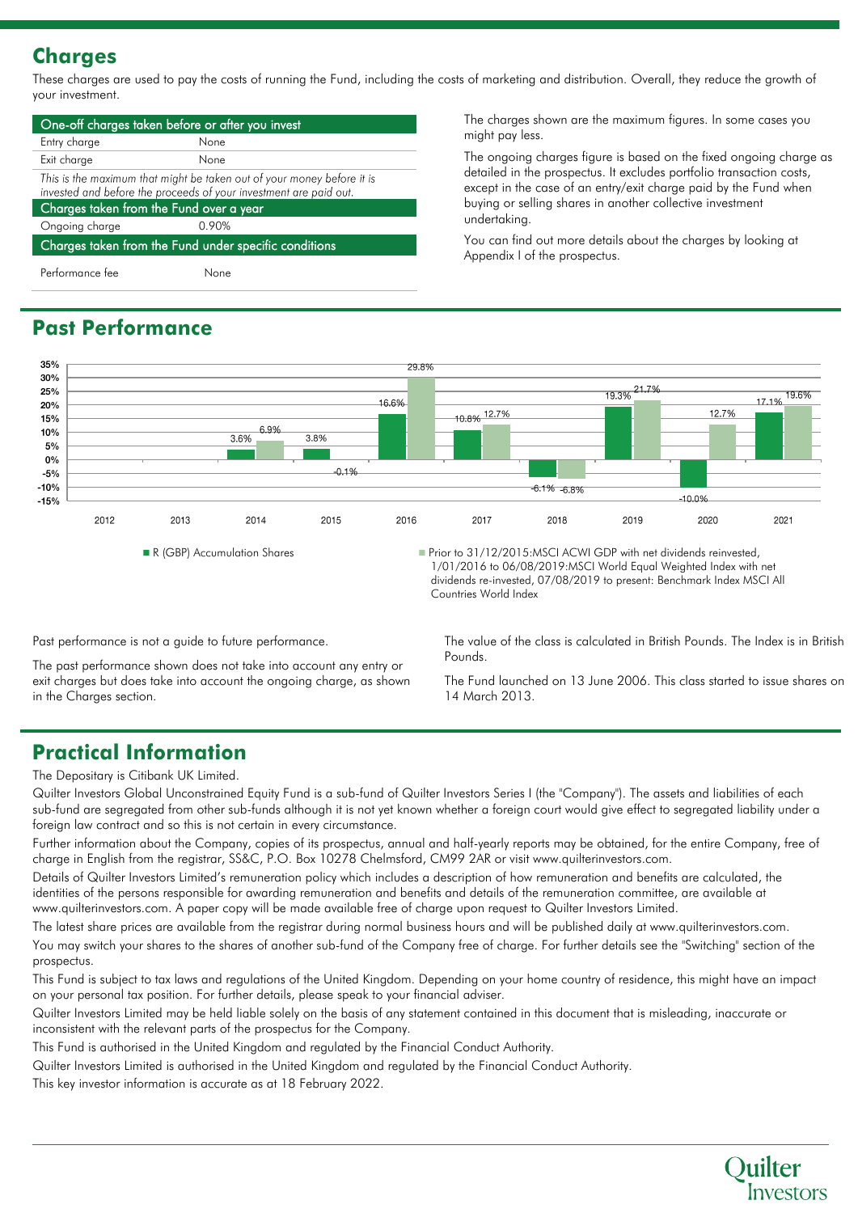## Charges

These charges are used to pay the costs of running the Fund, including the costs of marketing and distribution. Overall, they reduce the growth of your investment.

| One-off charges taken before or after you invest | |
|---|---|
| Entry charge | None |
| Exit charge | None |
| *This is the maximum that might be taken out of your money before it is invested and before the proceeds of your investment are paid out.* | |
| **Charges taken from the Fund over a year** | |
| Ongoing charge | 0.90% |
| **Charges taken from the Fund under specific conditions** | |
| Performance fee | None |

The charges shown are the maximum figures. In some cases you might pay less.

The ongoing charges figure is based on the fixed ongoing charge as detailed in the prospectus. It excludes portfolio transaction costs, except in the case of an entry/exit charge paid by the Fund when buying or selling shares in another collective investment undertaking.

You can find out more details about the charges by looking at Appendix I of the prospectus.

## Past Performance

35%
30%
25%
20%
15%
10%
5%
0%
-5%
-10%
-15%

2012 2013 2014 2015 2016 2017 2018 2019 2020 2021

3.6% 6.9% 3.8% -0.1% 16.6% 29.8% 10.8% 12.7% -6.1% -6.8% 19.3% 21.7% -10.0% 12.7% 17.1% 19.6%

R (GBP) Accumulation Shares

Prior to 31/12/2015:MSCI ACWI GDP with net dividends reinvested, 1/01/2016 to 06/08/2019:MSCI World Equal Weighted Index with net dividends re-invested, 07/08/2019 to present: Benchmark Index MSCI All Countries World Index

Past performance is not a guide to future performance.

The past performance shown does not take into account any entry or exit charges but does take into account the ongoing charge, as shown in the Charges section.

The value of the class is calculated in British Pounds. The Index is in British Pounds.

The Fund launched on 13 June 2006. This class started to issue shares on 14 March 2013.

## Practical Information

The Depositary is Citibank UK Limited.

Quilter Investors Global Unconstrained Equity Fund is a sub-fund of Quilter Investors Series I (the "Company"). The assets and liabilities of each sub-fund are segregated from other sub-funds although it is not yet known whether a foreign court would give effect to segregated liability under a foreign law contract and so this is not certain in every circumstance.

Further information about the Company, copies of its prospectus, annual and half-yearly reports may be obtained, for the entire Company, free of charge in English from the registrar, SS&C, P.O. Box 10278 Chelmsford, CM99 2AR or visit www.quilterinvestors.com.

Details of Quilter Investors Limited's remuneration policy which includes a description of how remuneration and benefits are calculated, the identities of the persons responsible for awarding remuneration and benefits and details of the remuneration committee, are available at www.quilterinvestors.com. A paper copy will be made available free of charge upon request to Quilter Investors Limited.

The latest share prices are available from the registrar during normal business hours and will be published daily at www.quilterinvestors.com.

You may switch your shares to the shares of another sub-fund of the Company free of charge. For further details see the "Switching" section of the prospectus.

This Fund is subject to tax laws and regulations of the United Kingdom. Depending on your home country of residence, this might have an impact on your personal tax position. For further details, please speak to your financial adviser.

Quilter Investors Limited may be held liable solely on the basis of any statement contained in this document that is misleading, inaccurate or inconsistent with the relevant parts of the prospectus for the Company.

This Fund is authorised in the United Kingdom and regulated by the Financial Conduct Authority.

Quilter Investors Limited is authorised in the United Kingdom and regulated by the Financial Conduct Authority.

This key investor information is accurate as at 18 February 2022.